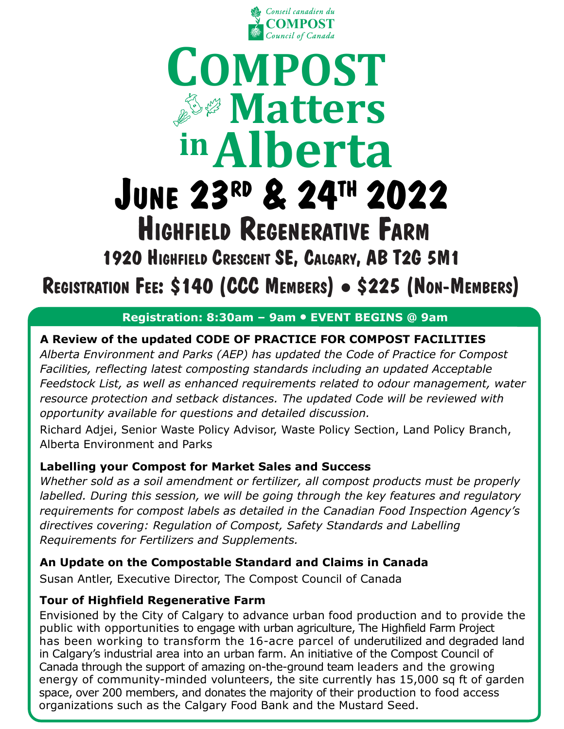Conseil canadien du
**COMPOST**
Council of Canada

# Compost Matters in Alberta

## June 23rd & 24th 2022

### Highfield Regenerative Farm

**1920 Highfield Crescent SE, Calgary, AB T2G 5M1**

**Registration Fee: $140 (CCC Members) • $225 (Non-Members)**

**Registration: 8:30am – 9am • EVENT BEGINS @ 9am**

**A Review of the updated CODE OF PRACTICE FOR COMPOST FACILITIES**

*Alberta Environment and Parks (AEP) has updated the Code of Practice for Compost Facilities, reflecting latest composting standards including an updated Acceptable Feedstock List, as well as enhanced requirements related to odour management, water resource protection and setback distances. The updated Code will be reviewed with opportunity available for questions and detailed discussion.*

Richard Adjei, Senior Waste Policy Advisor, Waste Policy Section, Land Policy Branch, Alberta Environment and Parks

**Labelling your Compost for Market Sales and Success**

*Whether sold as a soil amendment or fertilizer, all compost products must be properly labelled. During this session, we will be going through the key features and regulatory requirements for compost labels as detailed in the Canadian Food Inspection Agency's directives covering: Regulation of Compost, Safety Standards and Labelling Requirements for Fertilizers and Supplements.*

**An Update on the Compostable Standard and Claims in Canada**

Susan Antler, Executive Director, The Compost Council of Canada

**Tour of Highfield Regenerative Farm**

Envisioned by the City of Calgary to advance urban food production and to provide the public with opportunities to engage with urban agriculture, The Highfield Farm Project has been working to transform the 16-acre parcel of underutilized and degraded land in Calgary's industrial area into an urban farm. An initiative of the Compost Council of Canada through the support of amazing on-the-ground team leaders and the growing energy of community-minded volunteers, the site currently has 15,000 sq ft of garden space, over 200 members, and donates the majority of their production to food access organizations such as the Calgary Food Bank and the Mustard Seed.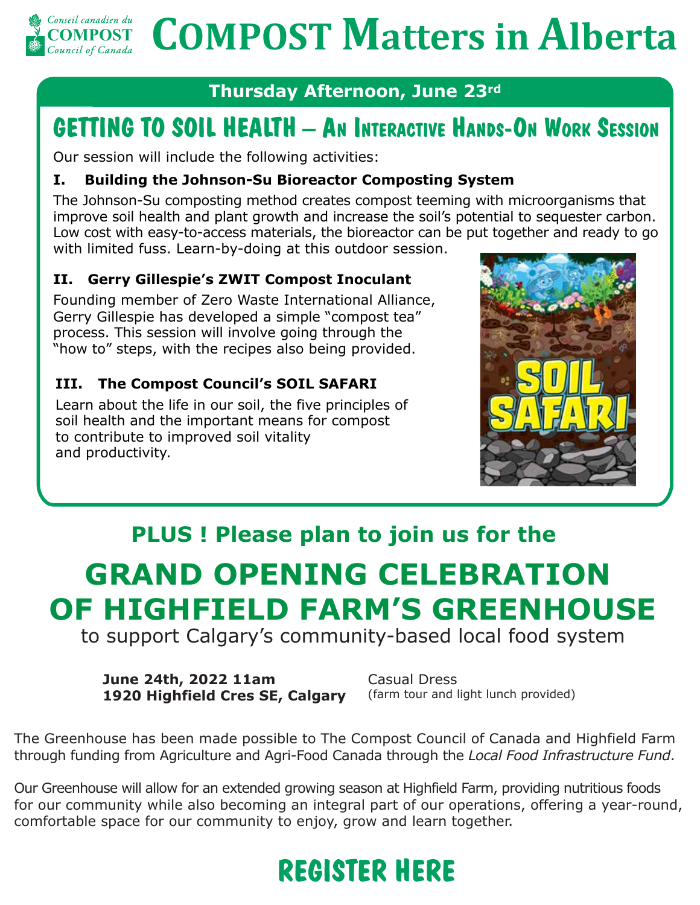Conseil canadien du COMPOST Council of Canada

# COMPOST Matters in Alberta

**Thursday Afternoon, June 23rd**

## GETTING TO SOIL HEALTH – An Interactive Hands-On Work Session

Our session will include the following activities:

### I. Building the Johnson-Su Bioreactor Composting System

The Johnson-Su composting method creates compost teeming with microorganisms that improve soil health and plant growth and increase the soil's potential to sequester carbon. Low cost with easy-to-access materials, the bioreactor can be put together and ready to go with limited fuss. Learn-by-doing at this outdoor session.

### II. Gerry Gillespie's ZWIT Compost Inoculant

Founding member of Zero Waste International Alliance, Gerry Gillespie has developed a simple "compost tea" process. This session will involve going through the "how to" steps, with the recipes also being provided.

### III. The Compost Council's SOIL SAFARI

Learn about the life in our soil, the five principles of soil health and the important means for compost to contribute to improved soil vitality and productivity.

SOIL SAFARI

**PLUS ! Please plan to join us for the**

## GRAND OPENING CELEBRATION OF HIGHFIELD FARM'S GREENHOUSE

to support Calgary's community-based local food system

**June 24th, 2022 11am**
**1920 Highfield Cres SE, Calgary**

Casual Dress
(farm tour and light lunch provided)

The Greenhouse has been made possible to The Compost Council of Canada and Highfield Farm through funding from Agriculture and Agri-Food Canada through the *Local Food Infrastructure Fund*.

Our Greenhouse will allow for an extended growing season at Highfield Farm, providing nutritious foods for our community while also becoming an integral part of our operations, offering a year-round, comfortable space for our community to enjoy, grow and learn together.

## REGISTER HERE